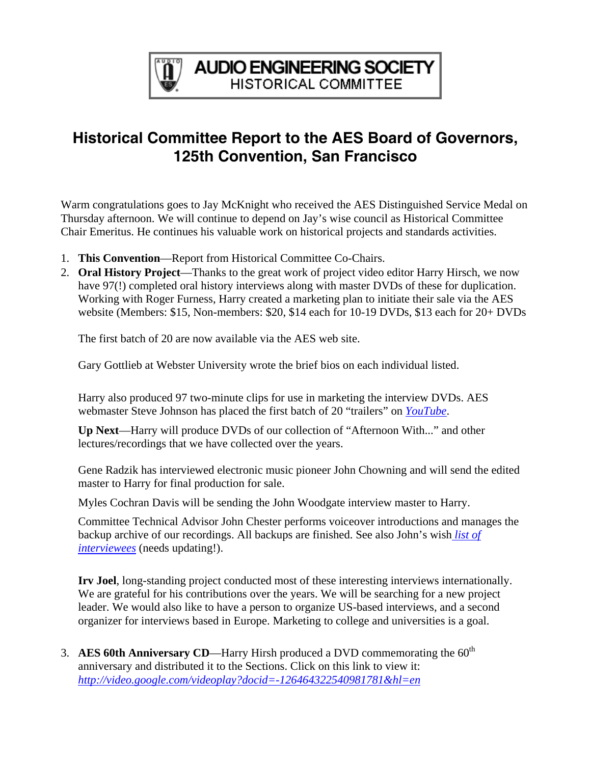**AUDIO ENGINEERING SOCIETY**
HISTORICAL COMMITTEE

# Historical Committee Report to the AES Board of Governors, 125th Convention, San Francisco

Warm congratulations goes to Jay McKnight who received the AES Distinguished Service Medal on Thursday afternoon. We will continue to depend on Jay's wise council as Historical Committee Chair Emeritus. He continues his valuable work on historical projects and standards activities.

1. **This Convention**—Report from Historical Committee Co-Chairs.
2. **Oral History Project**—Thanks to the great work of project video editor Harry Hirsch, we now have 97(!) completed oral history interviews along with master DVDs of these for duplication. Working with Roger Furness, Harry created a marketing plan to initiate their sale via the AES website (Members: $15, Non-members: $20, $14 each for 10-19 DVDs, $13 each for 20+ DVDs

   The first batch of 20 are now available via the AES web site.

   Gary Gottlieb at Webster University wrote the brief bios on each individual listed.

   Harry also produced 97 two-minute clips for use in marketing the interview DVDs. AES webmaster Steve Johnson has placed the first batch of 20 "trailers" on *YouTube*.

   **Up Next**—Harry will produce DVDs of our collection of "Afternoon With..." and other lectures/recordings that we have collected over the years.

   Gene Radzik has interviewed electronic music pioneer John Chowning and will send the edited master to Harry for final production for sale.

   Myles Cochran Davis will be sending the John Woodgate interview master to Harry.

   Committee Technical Advisor John Chester performs voiceover introductions and manages the backup archive of our recordings. All backups are finished. See also John's wish *list of interviewees* (needs updating!).

   **Irv Joel**, long-standing project conducted most of these interesting interviews internationally. We are grateful for his contributions over the years. We will be searching for a new project leader. We would also like to have a person to organize US-based interviews, and a second organizer for interviews based in Europe. Marketing to college and universities is a goal.

3. **AES 60th Anniversary CD**—Harry Hirsh produced a DVD commemorating the 60th anniversary and distributed it to the Sections. Click on this link to view it: *http://video.google.com/videoplay?docid=-1264643225409817​81&hl=en*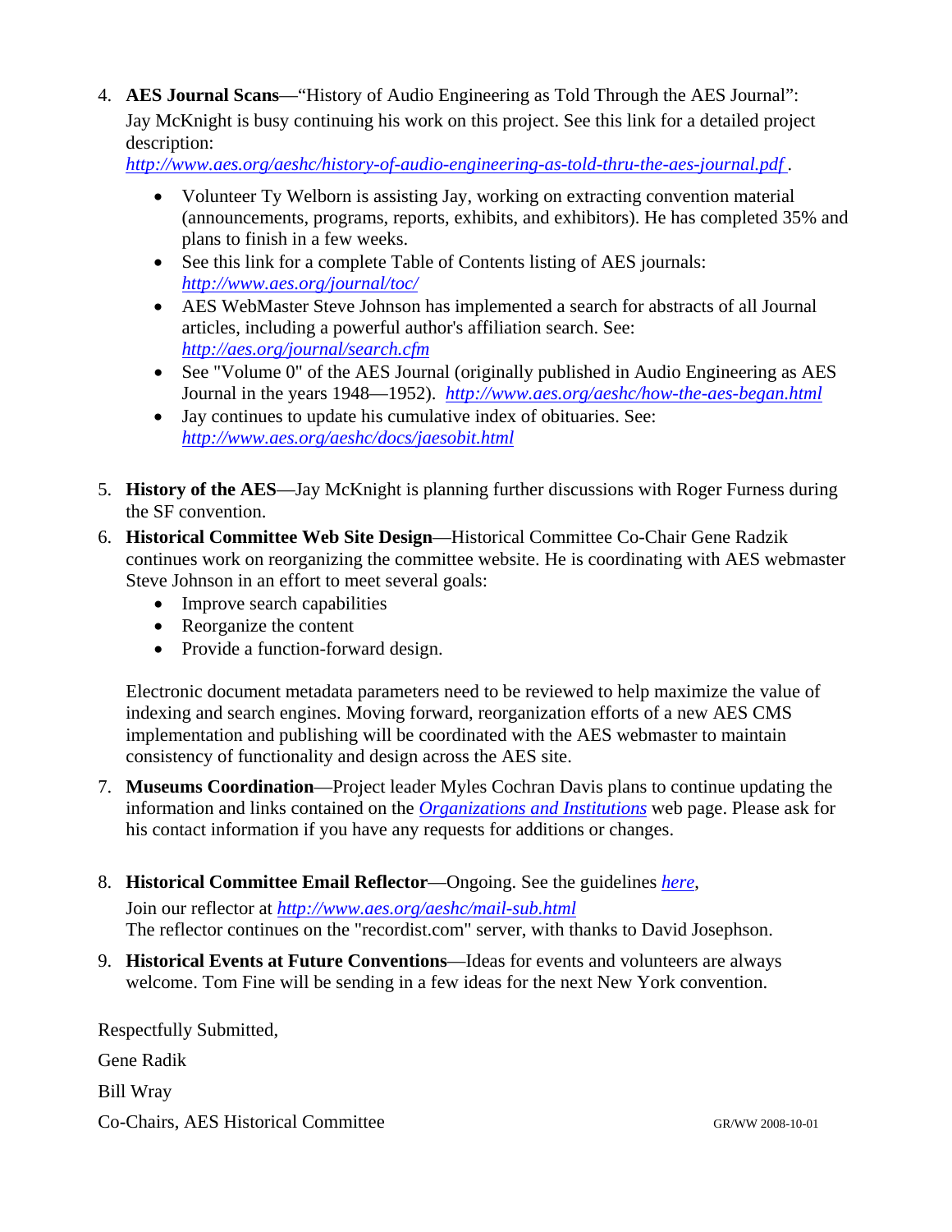4. **AES Journal Scans**—"History of Audio Engineering as Told Through the AES Journal": Jay McKnight is busy continuing his work on this project. See this link for a detailed project description: *http://www.aes.org/aeshc/history-of-audio-engineering-as-told-thru-the-aes-journal.pdf* .
   - Volunteer Ty Welborn is assisting Jay, working on extracting convention material (announcements, programs, reports, exhibits, and exhibitors). He has completed 35% and plans to finish in a few weeks.
   - See this link for a complete Table of Contents listing of AES journals: *http://www.aes.org/journal/toc/*
   - AES WebMaster Steve Johnson has implemented a search for abstracts of all Journal articles, including a powerful author's affiliation search. See: *http://aes.org/journal/search.cfm*
   - See "Volume 0" of the AES Journal (originally published in Audio Engineering as AES Journal in the years 1948—1952). *http://www.aes.org/aeshc/how-the-aes-began.html*
   - Jay continues to update his cumulative index of obituaries. See: *http://www.aes.org/aeshc/docs/jaesobit.html*

5. **History of the AES**—Jay McKnight is planning further discussions with Roger Furness during the SF convention.

6. **Historical Committee Web Site Design**—Historical Committee Co-Chair Gene Radzik continues work on reorganizing the committee website. He is coordinating with AES webmaster Steve Johnson in an effort to meet several goals:
   - Improve search capabilities
   - Reorganize the content
   - Provide a function-forward design.

   Electronic document metadata parameters need to be reviewed to help maximize the value of indexing and search engines. Moving forward, reorganization efforts of a new AES CMS implementation and publishing will be coordinated with the AES webmaster to maintain consistency of functionality and design across the AES site.

7. **Museums Coordination**—Project leader Myles Cochran Davis plans to continue updating the information and links contained on the *Organizations and Institutions* web page. Please ask for his contact information if you have any requests for additions or changes.

8. **Historical Committee Email Reflector**—Ongoing. See the guidelines *here*,

   Join our reflector at *http://www.aes.org/aeshc/mail-sub.html*
   The reflector continues on the "recordist.com" server, with thanks to David Josephson.

9. **Historical Events at Future Conventions**—Ideas for events and volunteers are always welcome. Tom Fine will be sending in a few ideas for the next New York convention.

Respectfully Submitted,

Gene Radik

Bill Wray

Co-Chairs, AES Historical Committee

GR/WW 2008-10-01